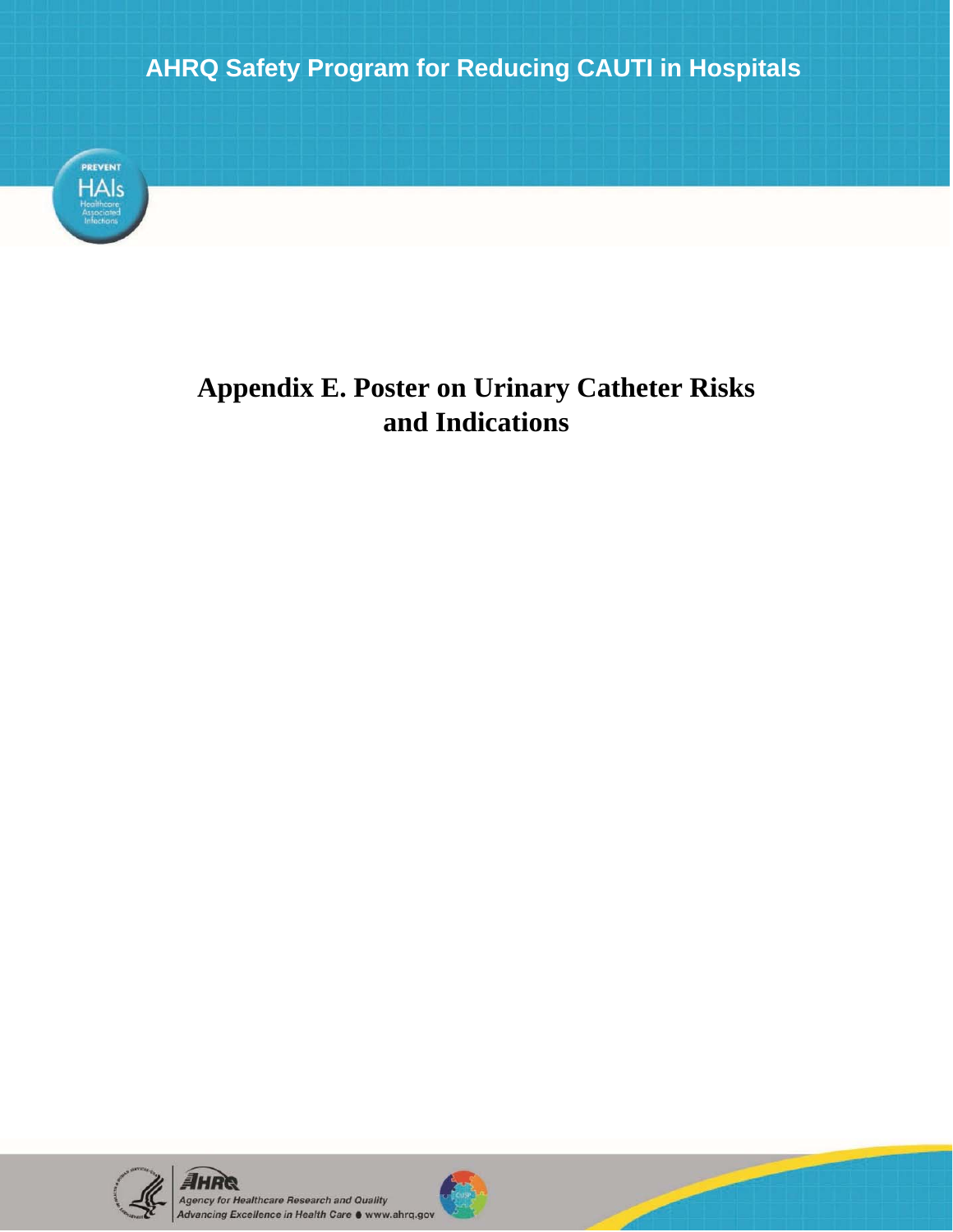AHRQ Safety Program for Reducing CAUTI in Hospitals

# Appendix E. Poster on Urinary Catheter Risks and Indications

Agency for Healthcare Research and Quality
Advancing Excellence in Health Care • www.ahrq.gov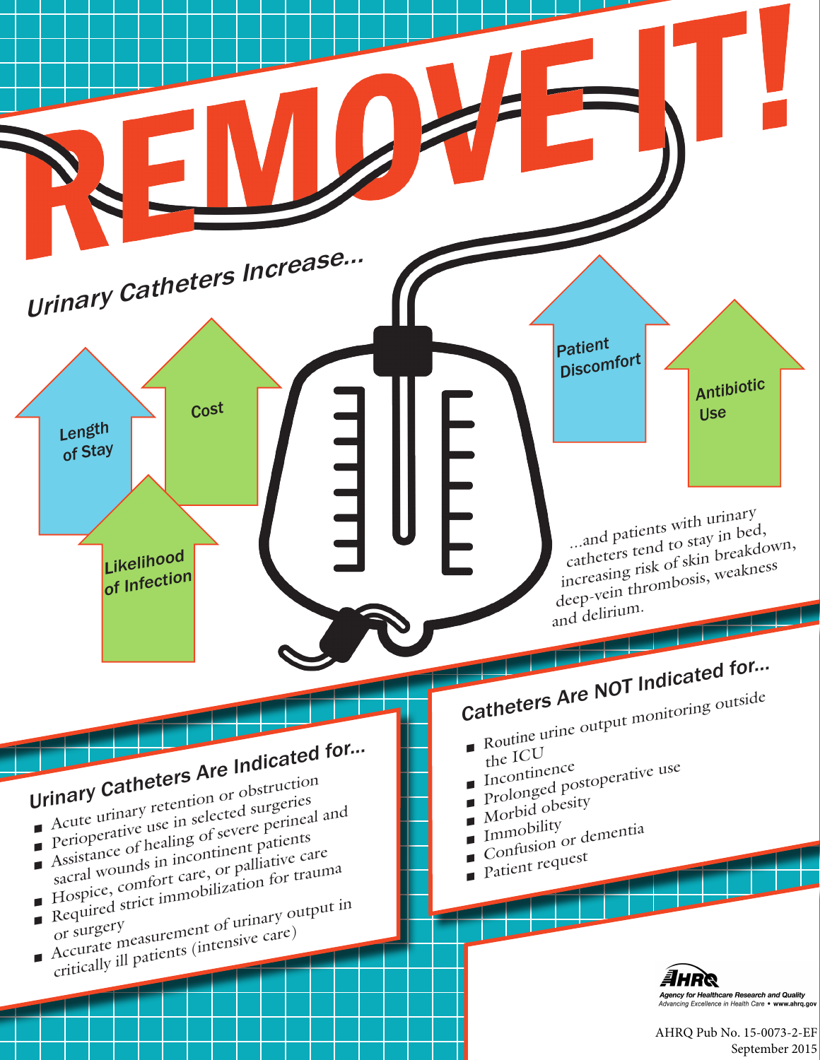# REMOVE IT!

## Urinary Catheters Increase...

- Length of Stay
- Cost
- Likelihood of Infection
- Patient Discomfort
- Antibiotic Use

...and patients with urinary catheters tend to stay in bed, increasing risk of skin breakdown, deep-vein thrombosis, weakness and delirium.

## Urinary Catheters Are Indicated for...

- Acute urinary retention or obstruction
- Perioperative use in selected surgeries
- Assistance of healing of severe perineal and sacral wounds in incontinent patients
- Hospice, comfort care, or palliative care
- Required strict immobilization for trauma or surgery
- Accurate measurement of urinary output in critically ill patients (intensive care)

## Catheters Are NOT Indicated for...

- Routine urine output monitoring outside the ICU
- Incontinence
- Prolonged postoperative use
- Morbid obesity
- Immobility
- Confusion or dementia
- Patient request

AHRQ
Agency for Healthcare Research and Quality
Advancing Excellence in Health Care • www.ahrq.gov

AHRQ Pub No. 15-0073-2-EF
September 2015